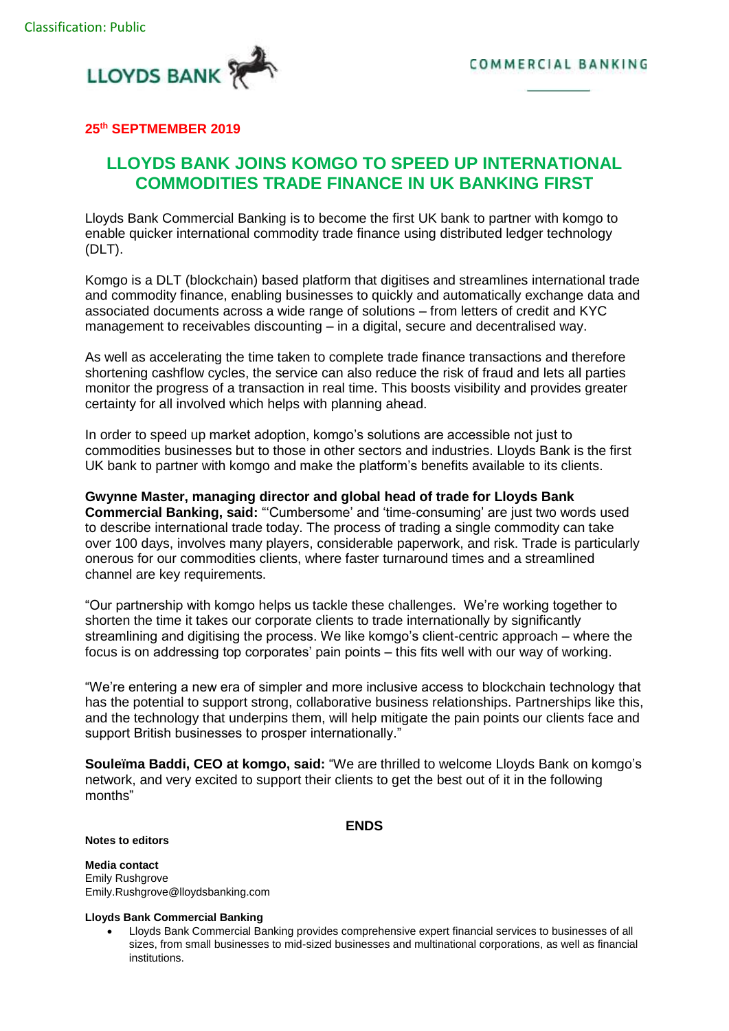Classification: Public

LLOYDS BANK

COMMERCIAL BANKING

**25th SEPTMEMBER 2019**

# LLOYDS BANK JOINS KOMGO TO SPEED UP INTERNATIONAL COMMODITIES TRADE FINANCE IN UK BANKING FIRST

Lloyds Bank Commercial Banking is to become the first UK bank to partner with komgo to enable quicker international commodity trade finance using distributed ledger technology (DLT).

Komgo is a DLT (blockchain) based platform that digitises and streamlines international trade and commodity finance, enabling businesses to quickly and automatically exchange data and associated documents across a wide range of solutions – from letters of credit and KYC management to receivables discounting – in a digital, secure and decentralised way.

As well as accelerating the time taken to complete trade finance transactions and therefore shortening cashflow cycles, the service can also reduce the risk of fraud and lets all parties monitor the progress of a transaction in real time. This boosts visibility and provides greater certainty for all involved which helps with planning ahead.

In order to speed up market adoption, komgo's solutions are accessible not just to commodities businesses but to those in other sectors and industries. Lloyds Bank is the first UK bank to partner with komgo and make the platform's benefits available to its clients.

**Gwynne Master, managing director and global head of trade for Lloyds Bank Commercial Banking, said:** "'Cumbersome' and 'time-consuming' are just two words used to describe international trade today. The process of trading a single commodity can take over 100 days, involves many players, considerable paperwork, and risk. Trade is particularly onerous for our commodities clients, where faster turnaround times and a streamlined channel are key requirements.

"Our partnership with komgo helps us tackle these challenges. We're working together to shorten the time it takes our corporate clients to trade internationally by significantly streamlining and digitising the process. We like komgo's client-centric approach – where the focus is on addressing top corporates' pain points – this fits well with our way of working.

"We're entering a new era of simpler and more inclusive access to blockchain technology that has the potential to support strong, collaborative business relationships. Partnerships like this, and the technology that underpins them, will help mitigate the pain points our clients face and support British businesses to prosper internationally."

**Souleïma Baddi, CEO at komgo, said:** "We are thrilled to welcome Lloyds Bank on komgo's network, and very excited to support their clients to get the best out of it in the following months"

**ENDS**

**Notes to editors**

**Media contact**
Emily Rushgrove
Emily.Rushgrove@lloydsbanking.com

**Lloyds Bank Commercial Banking**

- Lloyds Bank Commercial Banking provides comprehensive expert financial services to businesses of all sizes, from small businesses to mid-sized businesses and multinational corporations, as well as financial institutions.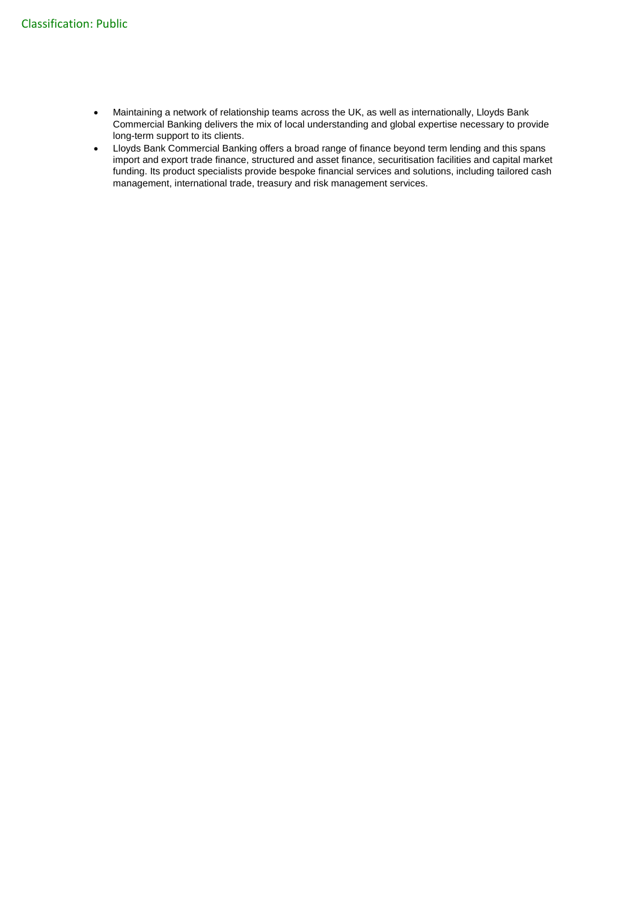- Maintaining a network of relationship teams across the UK, as well as internationally, Lloyds Bank Commercial Banking delivers the mix of local understanding and global expertise necessary to provide long-term support to its clients.
- Lloyds Bank Commercial Banking offers a broad range of finance beyond term lending and this spans import and export trade finance, structured and asset finance, securitisation facilities and capital market funding. Its product specialists provide bespoke financial services and solutions, including tailored cash management, international trade, treasury and risk management services.